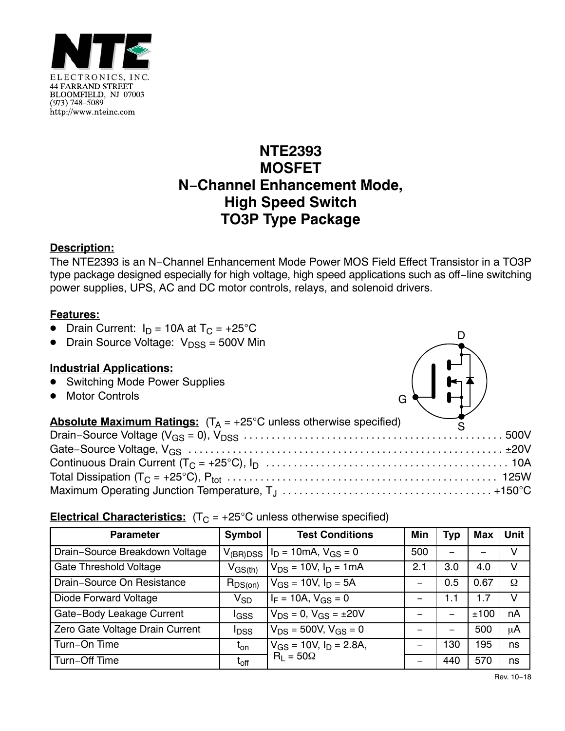**NTE**

ELECTRONICS, INC.
44 FARRAND STREET
BLOOMFIELD, NJ 07003
(973) 748−5089
http://www.nteinc.com

# NTE2393
# MOSFET
# N−Channel Enhancement Mode, High Speed Switch
# TO3P Type Package

**Description:**

The NTE2393 is an N−Channel Enhancement Mode Power MOS Field Effect Transistor in a TO3P type package designed especially for high voltage, high speed applications such as off−line switching power supplies, UPS, AC and DC motor controls, relays, and solenoid drivers.

**Features:**

- Drain Current: $I_D$ = 10A at $T_C$ = +25°C
- Drain Source Voltage: $V_{DSS}$ = 500V Min

**Industrial Applications:**

- Switching Mode Power Supplies
- Motor Controls

D

G

S

**Absolute Maximum Ratings:** ($T_A$ = +25°C unless otherwise specified)

Drain−Source Voltage ($V_{GS}$ = 0), $V_{DSS}$ . . . . . . . . . . . . . . . . . . . . . . . . . . . . . . . . . . . . . . . . . . . . . . 500V

Gate−Source Voltage, $V_{GS}$ . . . . . . . . . . . . . . . . . . . . . . . . . . . . . . . . . . . . . . . . . . . . . . . . . . . . . . ±20V

Continuous Drain Current ($T_C$ = +25°C), $I_D$ . . . . . . . . . . . . . . . . . . . . . . . . . . . . . . . . . . . . . . . . . . 10A

Total Dissipation ($T_C$ = +25°C), $P_{tot}$ . . . . . . . . . . . . . . . . . . . . . . . . . . . . . . . . . . . . . . . . . . . . . . 125W

Maximum Operating Junction Temperature, $T_J$ . . . . . . . . . . . . . . . . . . . . . . . . . . . . . . . . . . . . +150°C

**Electrical Characteristics:** ($T_C$ = +25°C unless otherwise specified)

| Parameter | Symbol | Test Conditions | Min | Typ | Max | Unit |
|---|---|---|---|---|---|---|
| Drain−Source Breakdown Voltage | $V_{(BR)DSS}$ | $I_D$ = 10mA, $V_{GS}$ = 0 | 500 | − | − | V |
| Gate Threshold Voltage | $V_{GS(th)}$ | $V_{DS}$ = 10V, $I_D$ = 1mA | 2.1 | 3.0 | 4.0 | V |
| Drain−Source On Resistance | $R_{DS(on)}$ | $V_{GS}$ = 10V, $I_D$ = 5A | − | 0.5 | 0.67 | Ω |
| Diode Forward Voltage | $V_{SD}$ | $I_F$ = 10A, $V_{GS}$ = 0 | − | 1.1 | 1.7 | V |
| Gate−Body Leakage Current | $I_{GSS}$ | $V_{DS}$ = 0, $V_{GS}$ = ±20V | − | − | ±100 | nA |
| Zero Gate Voltage Drain Current | $I_{DSS}$ | $V_{DS}$ = 500V, $V_{GS}$ = 0 | − | − | 500 | μA |
| Turn−On Time | $t_{on}$ | $V_{GS}$ = 10V, $I_D$ = 2.8A, $R_L$ = 50Ω | − | 130 | 195 | ns |
| Turn−Off Time | $t_{off}$ | | − | 440 | 570 | ns |

Rev. 10−18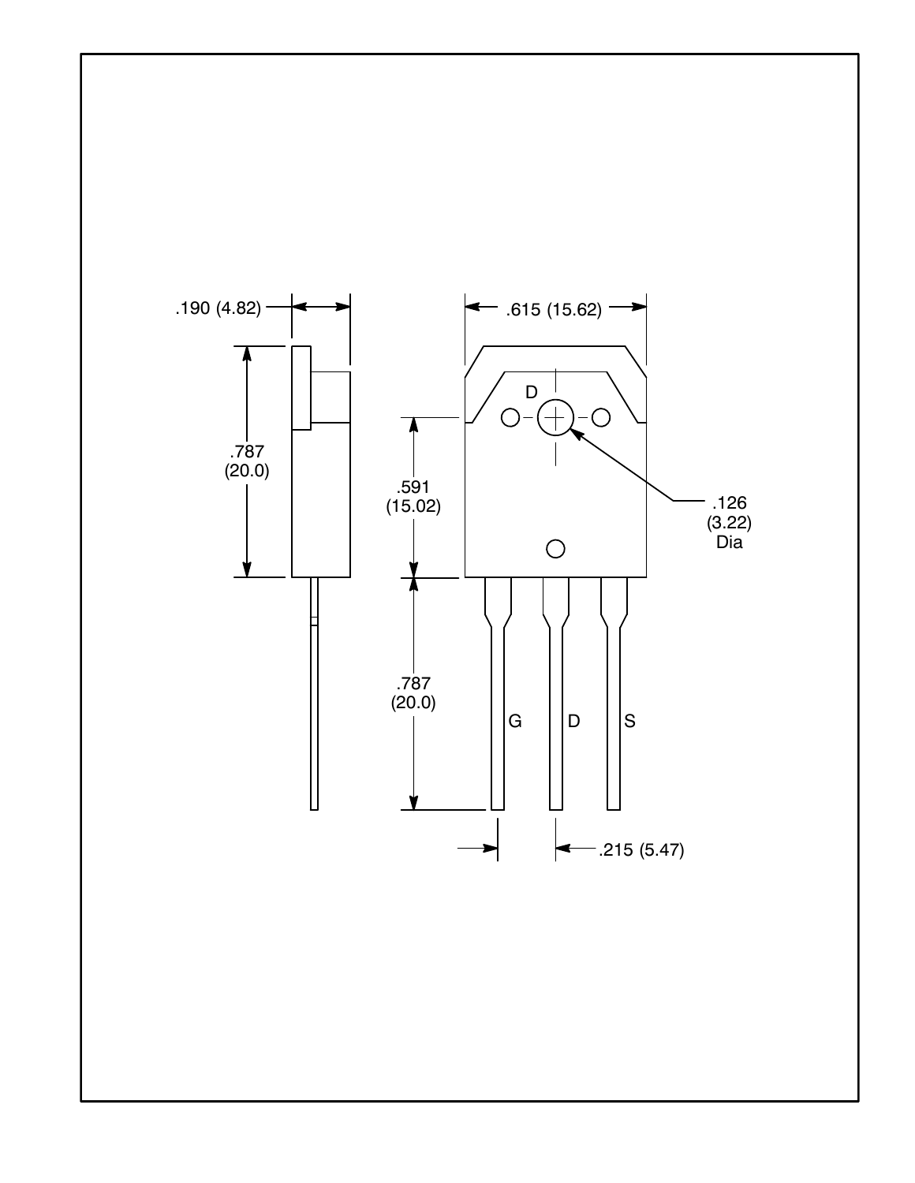.190 (4.82)

.615 (15.62)

D

.787
(20.0)

.591
(15.02)

.126
(3.22)
Dia

.787
(20.0)

G

D

S

.215 (5.47)